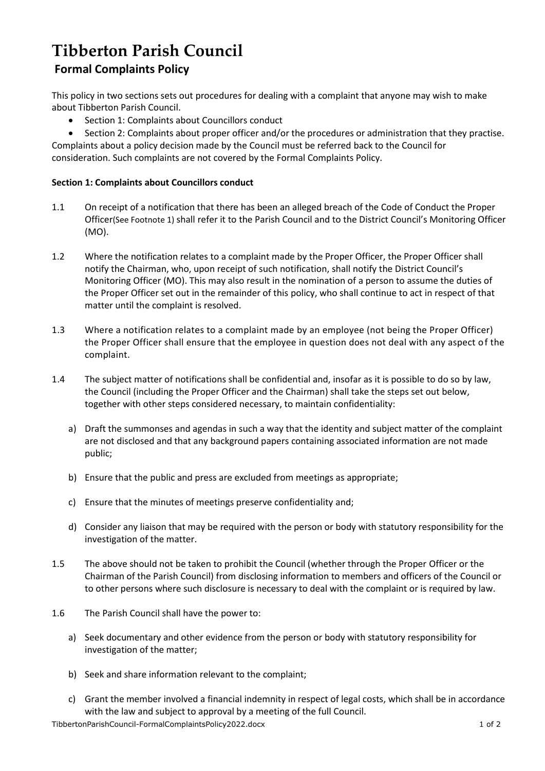# Tibberton Parish Council

## Formal Complaints Policy

This policy in two sections sets out procedures for dealing with a complaint that anyone may wish to make about Tibberton Parish Council.

- Section 1: Complaints about Councillors conduct
- Section 2: Complaints about proper officer and/or the procedures or administration that they practise.

Complaints about a policy decision made by the Council must be referred back to the Council for consideration. Such complaints are not covered by the Formal Complaints Policy.

**Section 1: Complaints about Councillors conduct**

1.1 On receipt of a notification that there has been an alleged breach of the Code of Conduct the Proper Officer(See Footnote 1) shall refer it to the Parish Council and to the District Council's Monitoring Officer (MO).

1.2 Where the notification relates to a complaint made by the Proper Officer, the Proper Officer shall notify the Chairman, who, upon receipt of such notification, shall notify the District Council's Monitoring Officer (MO). This may also result in the nomination of a person to assume the duties of the Proper Officer set out in the remainder of this policy, who shall continue to act in respect of that matter until the complaint is resolved.

1.3 Where a notification relates to a complaint made by an employee (not being the Proper Officer) the Proper Officer shall ensure that the employee in question does not deal with any aspect of the complaint.

1.4 The subject matter of notifications shall be confidential and, insofar as it is possible to do so by law, the Council (including the Proper Officer and the Chairman) shall take the steps set out below, together with other steps considered necessary, to maintain confidentiality:

a) Draft the summonses and agendas in such a way that the identity and subject matter of the complaint are not disclosed and that any background papers containing associated information are not made public;

b) Ensure that the public and press are excluded from meetings as appropriate;

c) Ensure that the minutes of meetings preserve confidentiality and;

d) Consider any liaison that may be required with the person or body with statutory responsibility for the investigation of the matter.

1.5 The above should not be taken to prohibit the Council (whether through the Proper Officer or the Chairman of the Parish Council) from disclosing information to members and officers of the Council or to other persons where such disclosure is necessary to deal with the complaint or is required by law.

1.6 The Parish Council shall have the power to:

a) Seek documentary and other evidence from the person or body with statutory responsibility for investigation of the matter;

b) Seek and share information relevant to the complaint;

c) Grant the member involved a financial indemnity in respect of legal costs, which shall be in accordance with the law and subject to approval by a meeting of the full Council.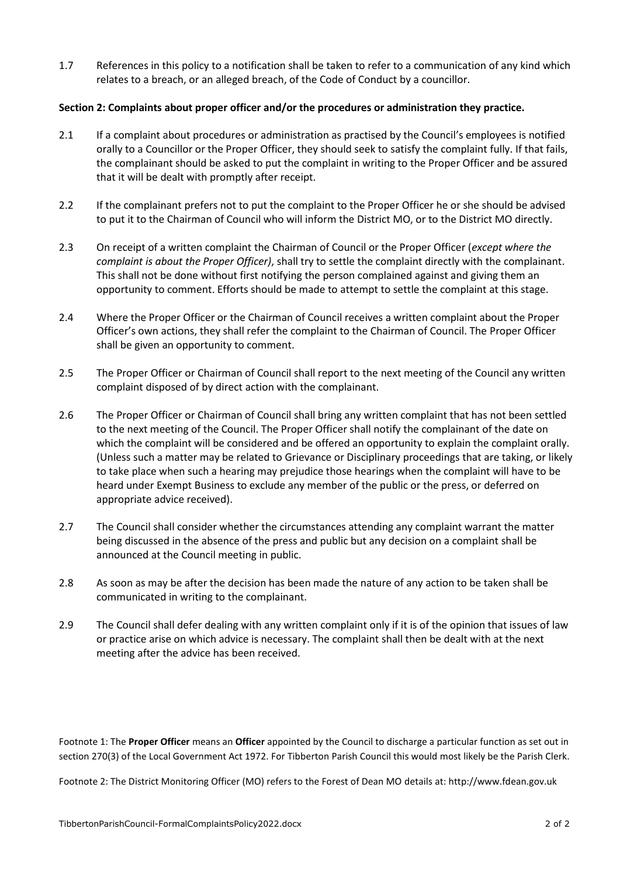1.7 References in this policy to a notification shall be taken to refer to a communication of any kind which relates to a breach, or an alleged breach, of the Code of Conduct by a councillor.

**Section 2: Complaints about proper officer and/or the procedures or administration they practice.**

2.1 If a complaint about procedures or administration as practised by the Council's employees is notified orally to a Councillor or the Proper Officer, they should seek to satisfy the complaint fully. If that fails, the complainant should be asked to put the complaint in writing to the Proper Officer and be assured that it will be dealt with promptly after receipt.

2.2 If the complainant prefers not to put the complaint to the Proper Officer he or she should be advised to put it to the Chairman of Council who will inform the District MO, or to the District MO directly.

2.3 On receipt of a written complaint the Chairman of Council or the Proper Officer (*except where the complaint is about the Proper Officer)*, shall try to settle the complaint directly with the complainant. This shall not be done without first notifying the person complained against and giving them an opportunity to comment. Efforts should be made to attempt to settle the complaint at this stage.

2.4 Where the Proper Officer or the Chairman of Council receives a written complaint about the Proper Officer's own actions, they shall refer the complaint to the Chairman of Council. The Proper Officer shall be given an opportunity to comment.

2.5 The Proper Officer or Chairman of Council shall report to the next meeting of the Council any written complaint disposed of by direct action with the complainant.

2.6 The Proper Officer or Chairman of Council shall bring any written complaint that has not been settled to the next meeting of the Council. The Proper Officer shall notify the complainant of the date on which the complaint will be considered and be offered an opportunity to explain the complaint orally. (Unless such a matter may be related to Grievance or Disciplinary proceedings that are taking, or likely to take place when such a hearing may prejudice those hearings when the complaint will have to be heard under Exempt Business to exclude any member of the public or the press, or deferred on appropriate advice received).

2.7 The Council shall consider whether the circumstances attending any complaint warrant the matter being discussed in the absence of the press and public but any decision on a complaint shall be announced at the Council meeting in public.

2.8 As soon as may be after the decision has been made the nature of any action to be taken shall be communicated in writing to the complainant.

2.9 The Council shall defer dealing with any written complaint only if it is of the opinion that issues of law or practice arise on which advice is necessary. The complaint shall then be dealt with at the next meeting after the advice has been received.

Footnote 1: The **Proper Officer** means an **Officer** appointed by the Council to discharge a particular function as set out in section 270(3) of the Local Government Act 1972. For Tibberton Parish Council this would most likely be the Parish Clerk.

Footnote 2: The District Monitoring Officer (MO) refers to the Forest of Dean MO details at: http://www.fdean.gov.uk